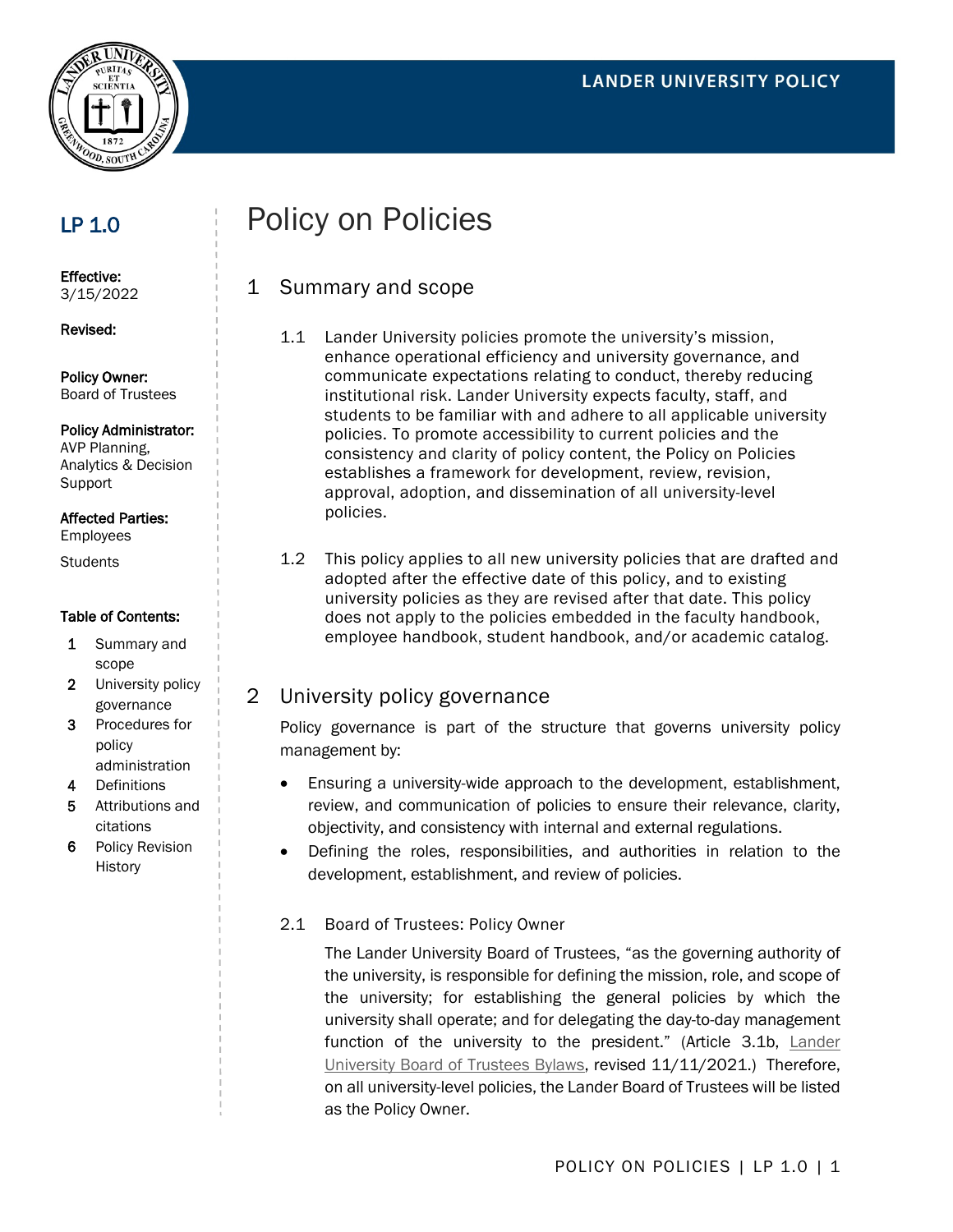LANDER UNIVERSITY POLICY

**LP 1.0**

**Effective:**
3/15/2022

**Revised:**

**Policy Owner:**
Board of Trustees

**Policy Administrator:**
AVP Planning, Analytics & Decision Support

**Affected Parties:**
Employees

Students

**Table of Contents:**

1. Summary and scope
2. University policy governance
3. Procedures for policy administration
4. Definitions
5. Attributions and citations
6. Policy Revision History

# Policy on Policies

## 1 Summary and scope

1.1 Lander University policies promote the university's mission, enhance operational efficiency and university governance, and communicate expectations relating to conduct, thereby reducing institutional risk. Lander University expects faculty, staff, and students to be familiar with and adhere to all applicable university policies. To promote accessibility to current policies and the consistency and clarity of policy content, the Policy on Policies establishes a framework for development, review, revision, approval, adoption, and dissemination of all university-level policies.

1.2 This policy applies to all new university policies that are drafted and adopted after the effective date of this policy, and to existing university policies as they are revised after that date. This policy does not apply to the policies embedded in the faculty handbook, employee handbook, student handbook, and/or academic catalog.

## 2 University policy governance

Policy governance is part of the structure that governs university policy management by:

- Ensuring a university-wide approach to the development, establishment, review, and communication of policies to ensure their relevance, clarity, objectivity, and consistency with internal and external regulations.
- Defining the roles, responsibilities, and authorities in relation to the development, establishment, and review of policies.

### 2.1 Board of Trustees: Policy Owner

The Lander University Board of Trustees, "as the governing authority of the university, is responsible for defining the mission, role, and scope of the university; for establishing the general policies by which the university shall operate; and for delegating the day-to-day management function of the university to the president." (Article 3.1b, Lander University Board of Trustees Bylaws, revised 11/11/2021.) Therefore, on all university-level policies, the Lander Board of Trustees will be listed as the Policy Owner.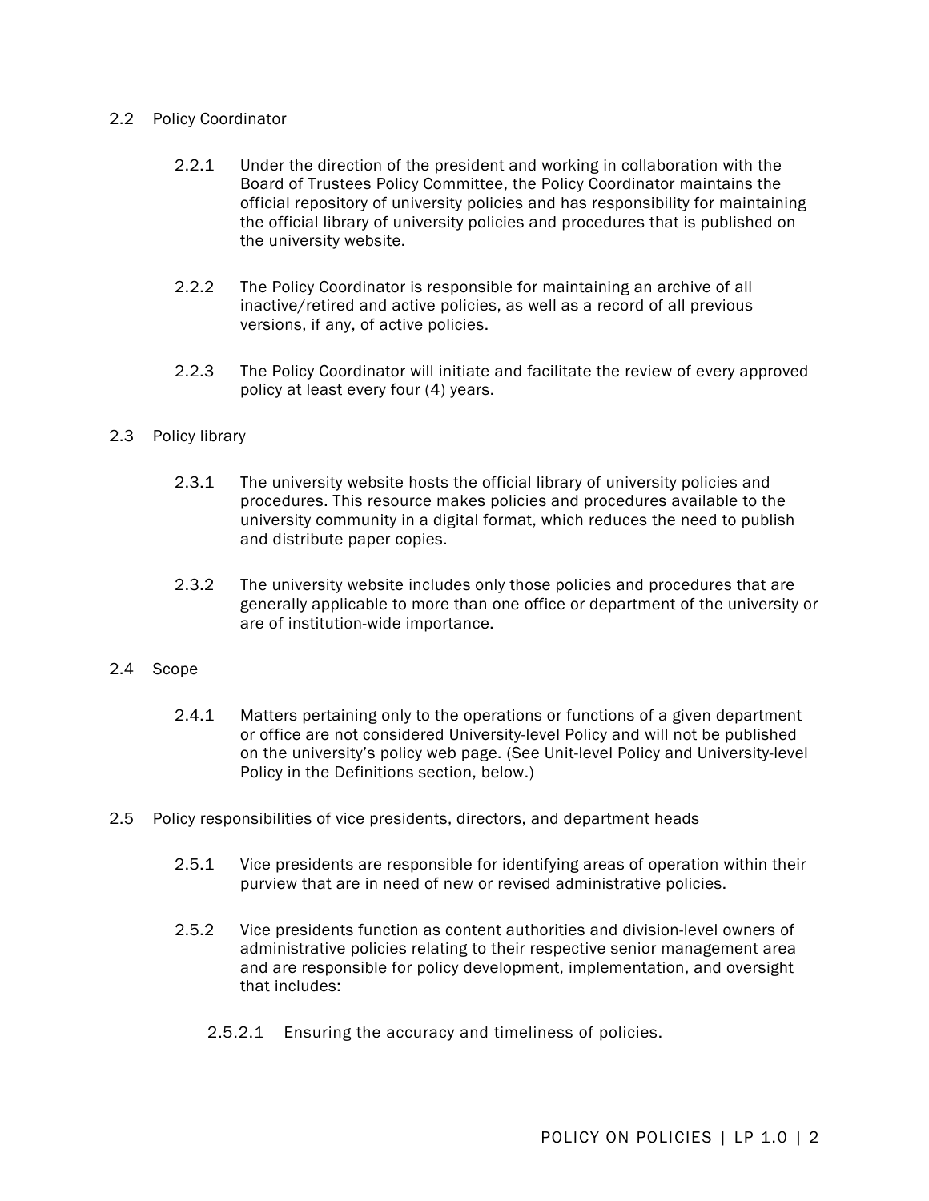2.2 Policy Coordinator

2.2.1 Under the direction of the president and working in collaboration with the Board of Trustees Policy Committee, the Policy Coordinator maintains the official repository of university policies and has responsibility for maintaining the official library of university policies and procedures that is published on the university website.

2.2.2 The Policy Coordinator is responsible for maintaining an archive of all inactive/retired and active policies, as well as a record of all previous versions, if any, of active policies.

2.2.3 The Policy Coordinator will initiate and facilitate the review of every approved policy at least every four (4) years.

2.3 Policy library

2.3.1 The university website hosts the official library of university policies and procedures. This resource makes policies and procedures available to the university community in a digital format, which reduces the need to publish and distribute paper copies.

2.3.2 The university website includes only those policies and procedures that are generally applicable to more than one office or department of the university or are of institution-wide importance.

2.4 Scope

2.4.1 Matters pertaining only to the operations or functions of a given department or office are not considered University-level Policy and will not be published on the university's policy web page. (See Unit-level Policy and University-level Policy in the Definitions section, below.)

2.5 Policy responsibilities of vice presidents, directors, and department heads

2.5.1 Vice presidents are responsible for identifying areas of operation within their purview that are in need of new or revised administrative policies.

2.5.2 Vice presidents function as content authorities and division-level owners of administrative policies relating to their respective senior management area and are responsible for policy development, implementation, and oversight that includes:

2.5.2.1 Ensuring the accuracy and timeliness of policies.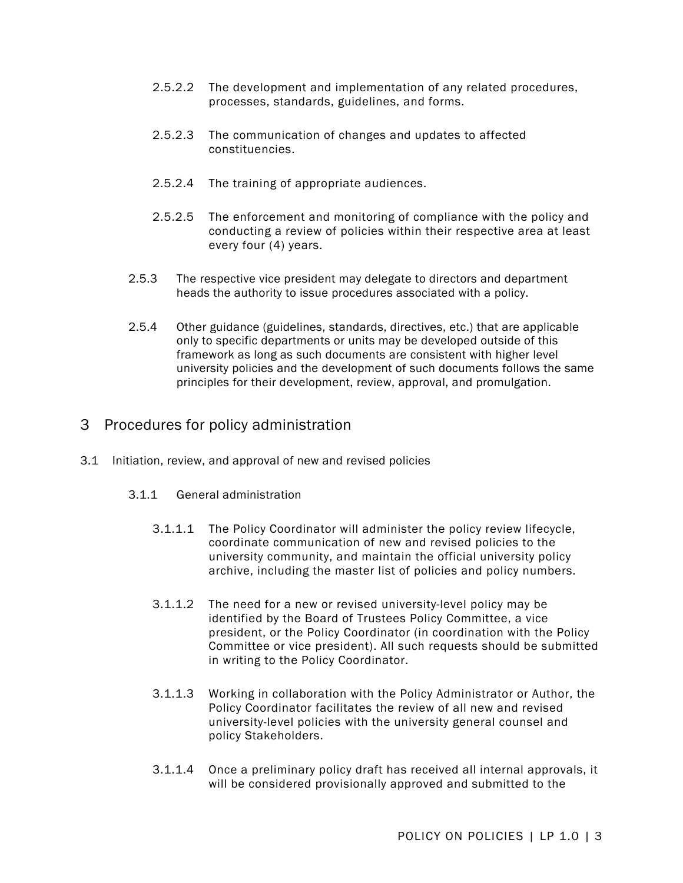2.5.2.2 The development and implementation of any related procedures, processes, standards, guidelines, and forms.

2.5.2.3 The communication of changes and updates to affected constituencies.

2.5.2.4 The training of appropriate audiences.

2.5.2.5 The enforcement and monitoring of compliance with the policy and conducting a review of policies within their respective area at least every four (4) years.

2.5.3 The respective vice president may delegate to directors and department heads the authority to issue procedures associated with a policy.

2.5.4 Other guidance (guidelines, standards, directives, etc.) that are applicable only to specific departments or units may be developed outside of this framework as long as such documents are consistent with higher level university policies and the development of such documents follows the same principles for their development, review, approval, and promulgation.

## 3 Procedures for policy administration

### 3.1 Initiation, review, and approval of new and revised policies

#### 3.1.1 General administration

3.1.1.1 The Policy Coordinator will administer the policy review lifecycle, coordinate communication of new and revised policies to the university community, and maintain the official university policy archive, including the master list of policies and policy numbers.

3.1.1.2 The need for a new or revised university-level policy may be identified by the Board of Trustees Policy Committee, a vice president, or the Policy Coordinator (in coordination with the Policy Committee or vice president). All such requests should be submitted in writing to the Policy Coordinator.

3.1.1.3 Working in collaboration with the Policy Administrator or Author, the Policy Coordinator facilitates the review of all new and revised university-level policies with the university general counsel and policy Stakeholders.

3.1.1.4 Once a preliminary policy draft has received all internal approvals, it will be considered provisionally approved and submitted to the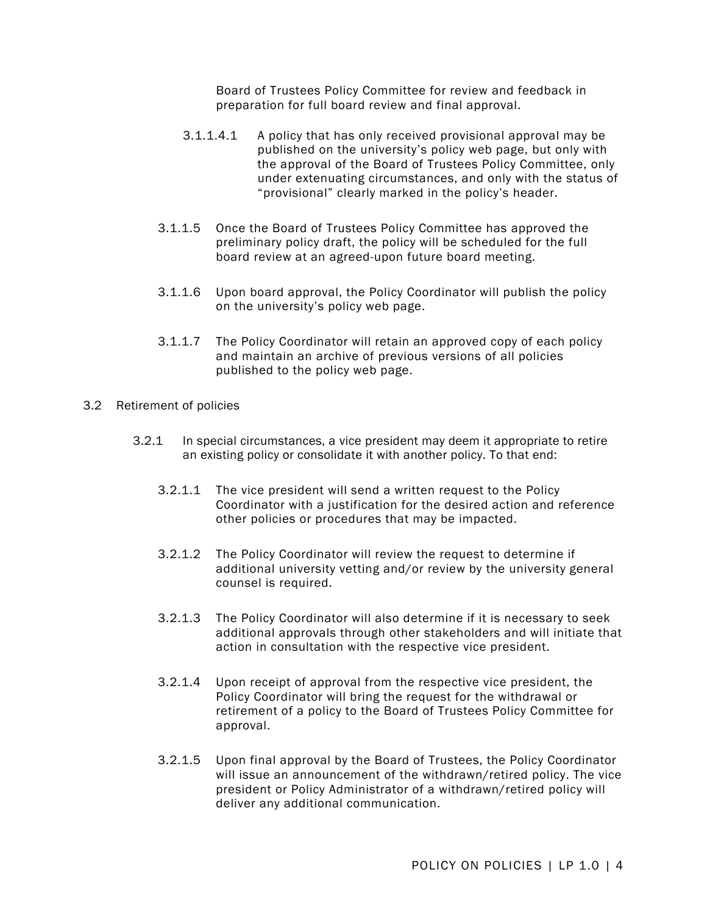Board of Trustees Policy Committee for review and feedback in preparation for full board review and final approval.

3.1.1.4.1 A policy that has only received provisional approval may be published on the university's policy web page, but only with the approval of the Board of Trustees Policy Committee, only under extenuating circumstances, and only with the status of "provisional" clearly marked in the policy's header.

3.1.1.5 Once the Board of Trustees Policy Committee has approved the preliminary policy draft, the policy will be scheduled for the full board review at an agreed-upon future board meeting.

3.1.1.6 Upon board approval, the Policy Coordinator will publish the policy on the university's policy web page.

3.1.1.7 The Policy Coordinator will retain an approved copy of each policy and maintain an archive of previous versions of all policies published to the policy web page.

3.2 Retirement of policies

3.2.1 In special circumstances, a vice president may deem it appropriate to retire an existing policy or consolidate it with another policy. To that end:

3.2.1.1 The vice president will send a written request to the Policy Coordinator with a justification for the desired action and reference other policies or procedures that may be impacted.

3.2.1.2 The Policy Coordinator will review the request to determine if additional university vetting and/or review by the university general counsel is required.

3.2.1.3 The Policy Coordinator will also determine if it is necessary to seek additional approvals through other stakeholders and will initiate that action in consultation with the respective vice president.

3.2.1.4 Upon receipt of approval from the respective vice president, the Policy Coordinator will bring the request for the withdrawal or retirement of a policy to the Board of Trustees Policy Committee for approval.

3.2.1.5 Upon final approval by the Board of Trustees, the Policy Coordinator will issue an announcement of the withdrawn/retired policy. The vice president or Policy Administrator of a withdrawn/retired policy will deliver any additional communication.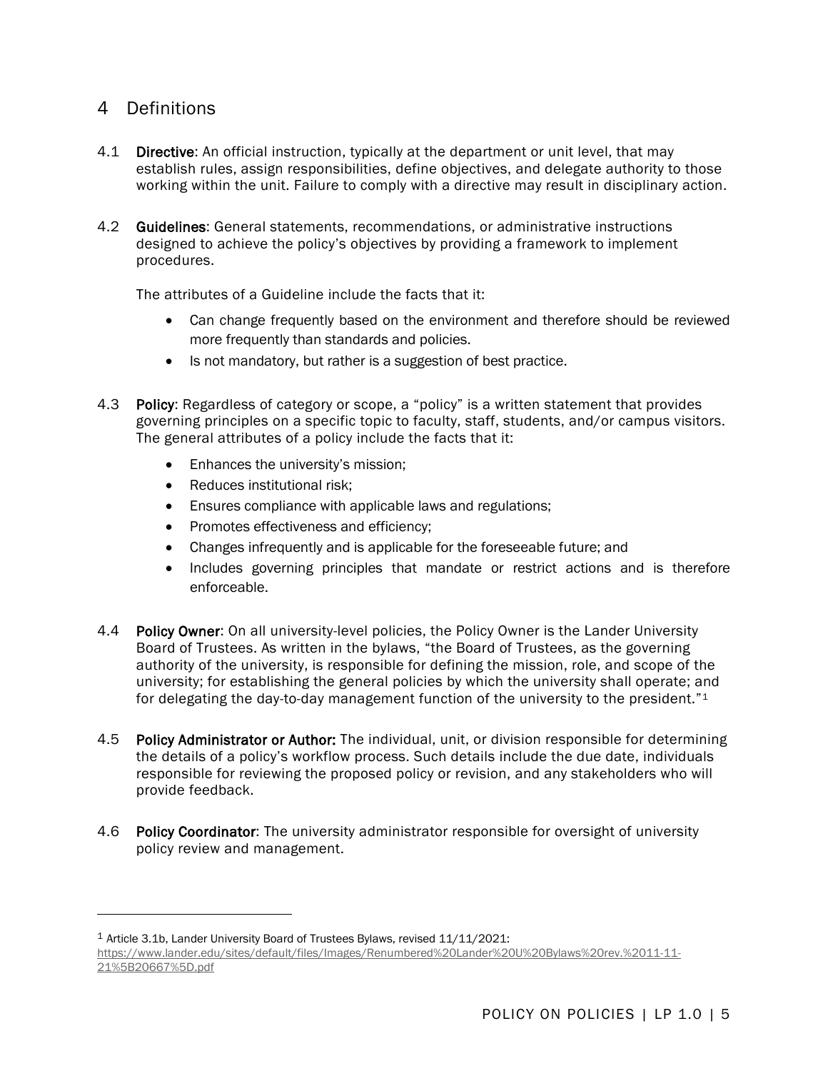## 4 Definitions

4.1 **Directive**: An official instruction, typically at the department or unit level, that may establish rules, assign responsibilities, define objectives, and delegate authority to those working within the unit. Failure to comply with a directive may result in disciplinary action.

4.2 **Guidelines**: General statements, recommendations, or administrative instructions designed to achieve the policy's objectives by providing a framework to implement procedures.

The attributes of a Guideline include the facts that it:

- Can change frequently based on the environment and therefore should be reviewed more frequently than standards and policies.
- Is not mandatory, but rather is a suggestion of best practice.

4.3 **Policy**: Regardless of category or scope, a "policy" is a written statement that provides governing principles on a specific topic to faculty, staff, students, and/or campus visitors. The general attributes of a policy include the facts that it:

- Enhances the university's mission;
- Reduces institutional risk;
- Ensures compliance with applicable laws and regulations;
- Promotes effectiveness and efficiency;
- Changes infrequently and is applicable for the foreseeable future; and
- Includes governing principles that mandate or restrict actions and is therefore enforceable.

4.4 **Policy Owner**: On all university-level policies, the Policy Owner is the Lander University Board of Trustees. As written in the bylaws, "the Board of Trustees, as the governing authority of the university, is responsible for defining the mission, role, and scope of the university; for establishing the general policies by which the university shall operate; and for delegating the day-to-day management function of the university to the president."[1]

4.5 **Policy Administrator or Author:** The individual, unit, or division responsible for determining the details of a policy's workflow process. Such details include the due date, individuals responsible for reviewing the proposed policy or revision, and any stakeholders who will provide feedback.

4.6 **Policy Coordinator**: The university administrator responsible for oversight of university policy review and management.

---

[1] Article 3.1b, Lander University Board of Trustees Bylaws, revised 11/11/2021: https://www.lander.edu/sites/default/files/Images/Renumbered%20Lander%20U%20Bylaws%20rev.%2011-11-21%5B20667%5D.pdf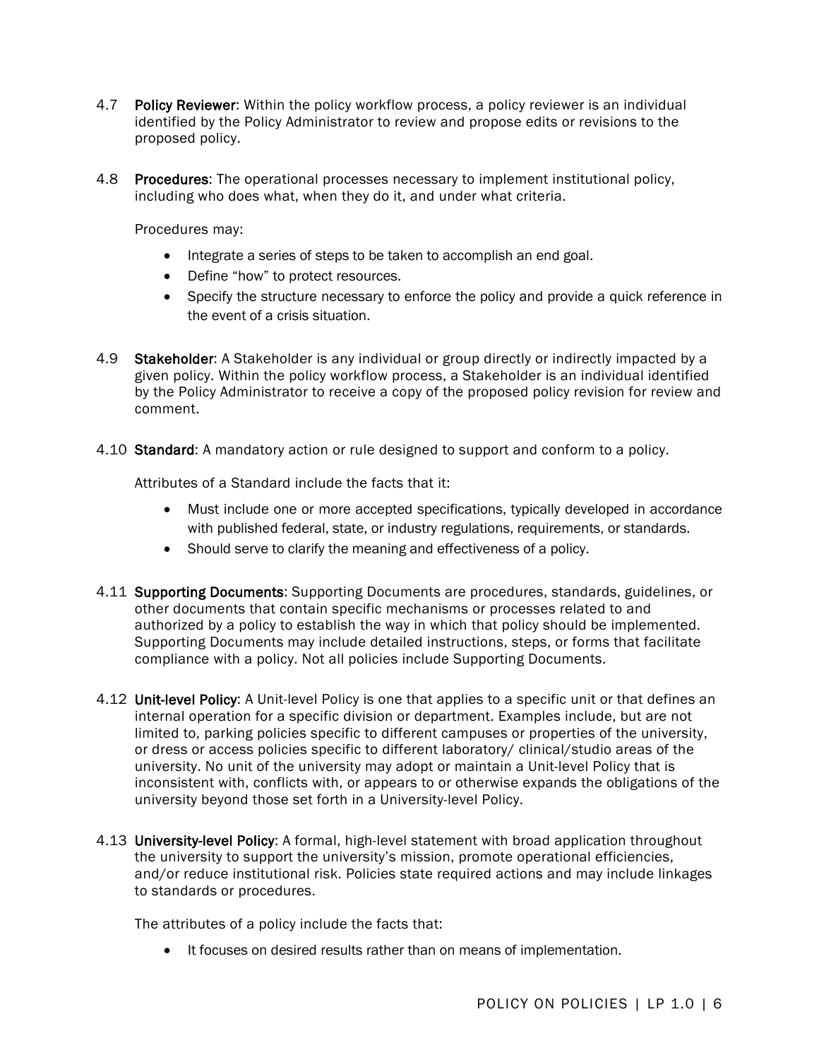4.7 **Policy Reviewer**: Within the policy workflow process, a policy reviewer is an individual identified by the Policy Administrator to review and propose edits or revisions to the proposed policy.

4.8 **Procedures**: The operational processes necessary to implement institutional policy, including who does what, when they do it, and under what criteria.

Procedures may:

- Integrate a series of steps to be taken to accomplish an end goal.
- Define "how" to protect resources.
- Specify the structure necessary to enforce the policy and provide a quick reference in the event of a crisis situation.

4.9 **Stakeholder**: A Stakeholder is any individual or group directly or indirectly impacted by a given policy. Within the policy workflow process, a Stakeholder is an individual identified by the Policy Administrator to receive a copy of the proposed policy revision for review and comment.

4.10 **Standard**: A mandatory action or rule designed to support and conform to a policy.

Attributes of a Standard include the facts that it:

- Must include one or more accepted specifications, typically developed in accordance with published federal, state, or industry regulations, requirements, or standards.
- Should serve to clarify the meaning and effectiveness of a policy.

4.11 **Supporting Documents**: Supporting Documents are procedures, standards, guidelines, or other documents that contain specific mechanisms or processes related to and authorized by a policy to establish the way in which that policy should be implemented. Supporting Documents may include detailed instructions, steps, or forms that facilitate compliance with a policy. Not all policies include Supporting Documents.

4.12 **Unit-level Policy**: A Unit-level Policy is one that applies to a specific unit or that defines an internal operation for a specific division or department. Examples include, but are not limited to, parking policies specific to different campuses or properties of the university, or dress or access policies specific to different laboratory/ clinical/studio areas of the university. No unit of the university may adopt or maintain a Unit-level Policy that is inconsistent with, conflicts with, or appears to or otherwise expands the obligations of the university beyond those set forth in a University-level Policy.

4.13 **University-level Policy**: A formal, high-level statement with broad application throughout the university to support the university's mission, promote operational efficiencies, and/or reduce institutional risk. Policies state required actions and may include linkages to standards or procedures.

The attributes of a policy include the facts that:

- It focuses on desired results rather than on means of implementation.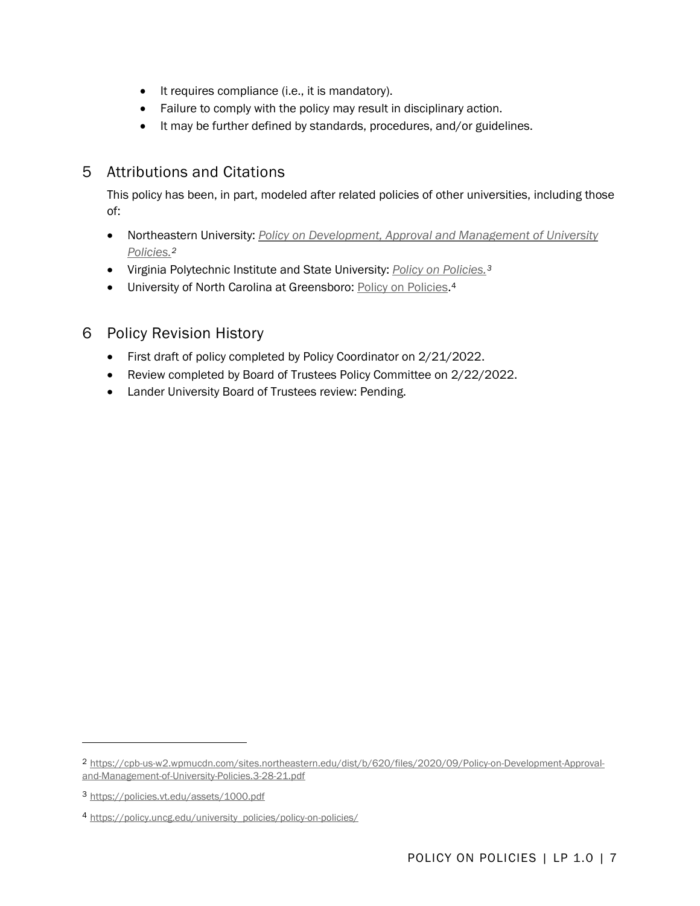- It requires compliance (i.e., it is mandatory).
- Failure to comply with the policy may result in disciplinary action.
- It may be further defined by standards, procedures, and/or guidelines.

## 5 Attributions and Citations

This policy has been, in part, modeled after related policies of other universities, including those of:

- Northeastern University: *Policy on Development, Approval and Management of University Policies.*[2]
- Virginia Polytechnic Institute and State University: *Policy on Policies.*[3]
- University of North Carolina at Greensboro: Policy on Policies.[4]

## 6 Policy Revision History

- First draft of policy completed by Policy Coordinator on 2/21/2022.
- Review completed by Board of Trustees Policy Committee on 2/22/2022.
- Lander University Board of Trustees review: Pending.

---

[2] https://cpb-us-w2.wpmucdn.com/sites.northeastern.edu/dist/b/620/files/2020/09/Policy-on-Development-Approval-and-Management-of-University-Policies.3-28-21.pdf

[3] https://policies.vt.edu/assets/1000.pdf

[4] https://policy.uncg.edu/university_policies/policy-on-policies/